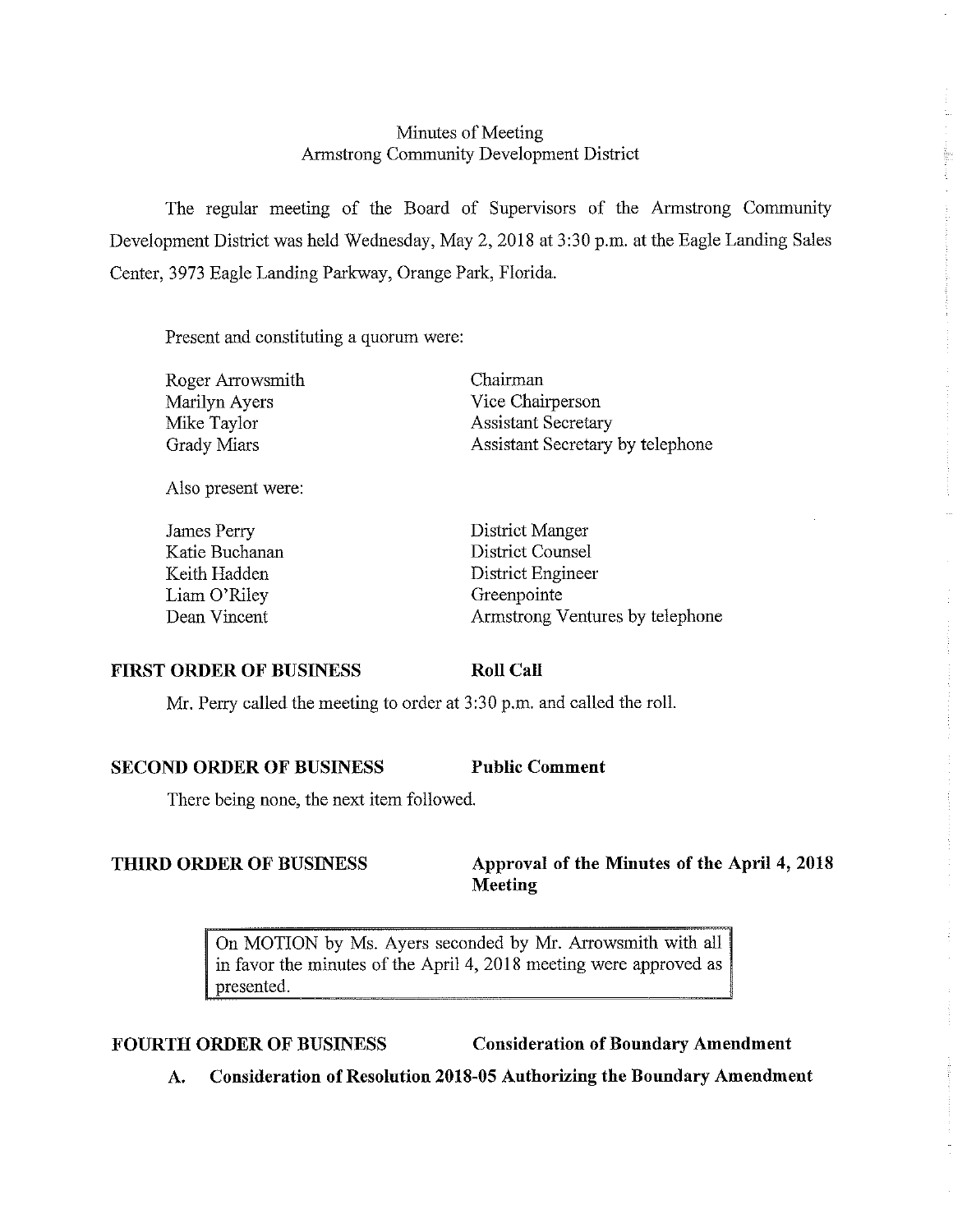Minutes of Meeting
Armstrong Community Development District

The regular meeting of the Board of Supervisors of the Armstrong Community Development District was held Wednesday, May 2, 2018 at 3:30 p.m. at the Eagle Landing Sales Center, 3973 Eagle Landing Parkway, Orange Park, Florida.

Present and constituting a quorum were:

| | |
|---|---|
| Roger Arrowsmith | Chairman |
| Marilyn Ayers | Vice Chairperson |
| Mike Taylor | Assistant Secretary |
| Grady Miars | Assistant Secretary by telephone |

Also present were:

| | |
|---|---|
| James Perry | District Manger |
| Katie Buchanan | District Counsel |
| Keith Hadden | District Engineer |
| Liam O'Riley | Greenpointe |
| Dean Vincent | Armstrong Ventures by telephone |

**FIRST ORDER OF BUSINESS** **Roll Call**

Mr. Perry called the meeting to order at 3:30 p.m. and called the roll.

**SECOND ORDER OF BUSINESS** **Public Comment**

There being none, the next item followed.

**THIRD ORDER OF BUSINESS** **Approval of the Minutes of the April 4, 2018 Meeting**

> On MOTION by Ms. Ayers seconded by Mr. Arrowsmith with all in favor the minutes of the April 4, 2018 meeting were approved as presented.

**FOURTH ORDER OF BUSINESS** **Consideration of Boundary Amendment**

**A. Consideration of Resolution 2018-05 Authorizing the Boundary Amendment**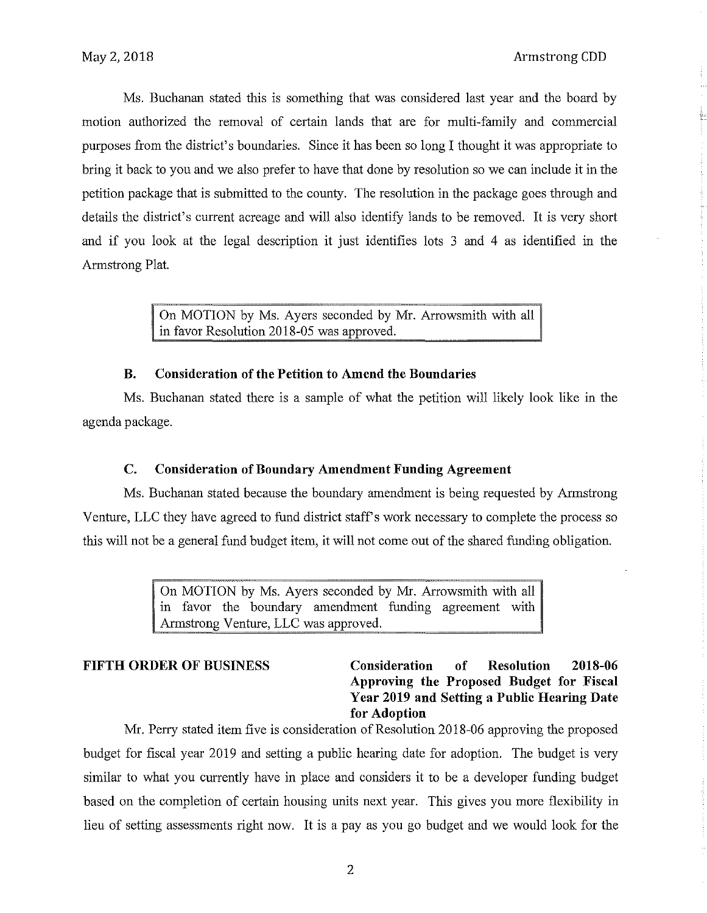Ms. Buchanan stated this is something that was considered last year and the board by motion authorized the removal of certain lands that are for multi-family and commercial purposes from the district's boundaries. Since it has been so long I thought it was appropriate to bring it back to you and we also prefer to have that done by resolution so we can include it in the petition package that is submitted to the county. The resolution in the package goes through and details the district's current acreage and will also identify lands to be removed. It is very short and if you look at the legal description it just identifies lots 3 and 4 as identified in the Armstrong Plat.

> On MOTION by Ms. Ayers seconded by Mr. Arrowsmith with all in favor Resolution 2018-05 was approved.

**B. Consideration of the Petition to Amend the Boundaries**

Ms. Buchanan stated there is a sample of what the petition will likely look like in the agenda package.

**C. Consideration of Boundary Amendment Funding Agreement**

Ms. Buchanan stated because the boundary amendment is being requested by Armstrong Venture, LLC they have agreed to fund district staff's work necessary to complete the process so this will not be a general fund budget item, it will not come out of the shared funding obligation.

> On MOTION by Ms. Ayers seconded by Mr. Arrowsmith with all in favor the boundary amendment funding agreement with Armstrong Venture, LLC was approved.

**FIFTH ORDER OF BUSINESS** **Consideration of Resolution 2018-06 Approving the Proposed Budget for Fiscal Year 2019 and Setting a Public Hearing Date for Adoption**

Mr. Perry stated item five is consideration of Resolution 2018-06 approving the proposed budget for fiscal year 2019 and setting a public hearing date for adoption. The budget is very similar to what you currently have in place and considers it to be a developer funding budget based on the completion of certain housing units next year. This gives you more flexibility in lieu of setting assessments right now. It is a pay as you go budget and we would look for the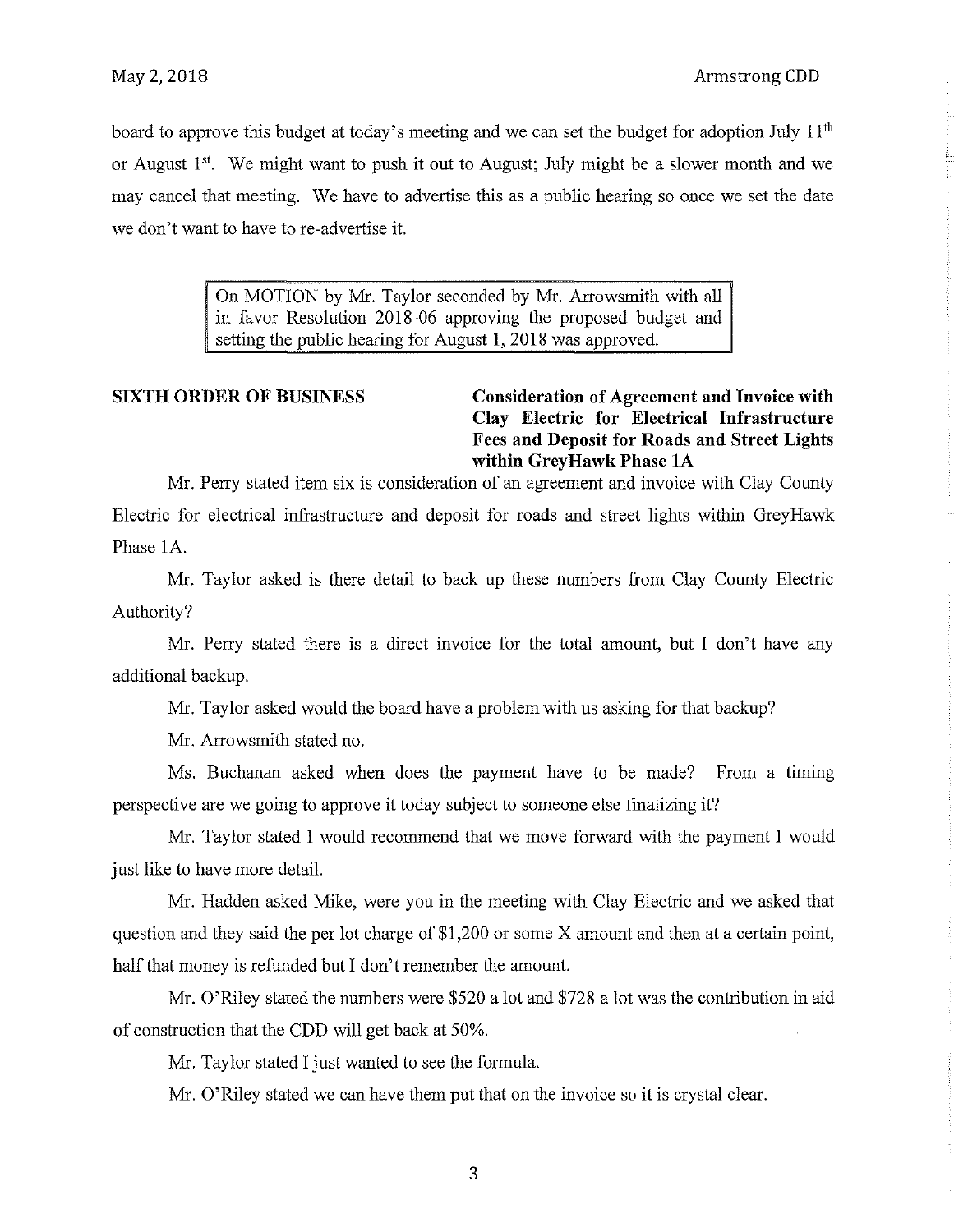board to approve this budget at today's meeting and we can set the budget for adoption July 11th or August 1st. We might want to push it out to August; July might be a slower month and we may cancel that meeting. We have to advertise this as a public hearing so once we set the date we don't want to have to re-advertise it.

> On MOTION by Mr. Taylor seconded by Mr. Arrowsmith with all in favor Resolution 2018-06 approving the proposed budget and setting the public hearing for August 1, 2018 was approved.

**SIXTH ORDER OF BUSINESS** — **Consideration of Agreement and Invoice with Clay Electric for Electrical Infrastructure Fees and Deposit for Roads and Street Lights within GreyHawk Phase 1A**

Mr. Perry stated item six is consideration of an agreement and invoice with Clay County Electric for electrical infrastructure and deposit for roads and street lights within GreyHawk Phase 1A.

Mr. Taylor asked is there detail to back up these numbers from Clay County Electric Authority?

Mr. Perry stated there is a direct invoice for the total amount, but I don't have any additional backup.

Mr. Taylor asked would the board have a problem with us asking for that backup?

Mr. Arrowsmith stated no.

Ms. Buchanan asked when does the payment have to be made? From a timing perspective are we going to approve it today subject to someone else finalizing it?

Mr. Taylor stated I would recommend that we move forward with the payment I would just like to have more detail.

Mr. Hadden asked Mike, were you in the meeting with Clay Electric and we asked that question and they said the per lot charge of $1,200 or some X amount and then at a certain point, half that money is refunded but I don't remember the amount.

Mr. O'Riley stated the numbers were $520 a lot and $728 a lot was the contribution in aid of construction that the CDD will get back at 50%.

Mr. Taylor stated I just wanted to see the formula.

Mr. O'Riley stated we can have them put that on the invoice so it is crystal clear.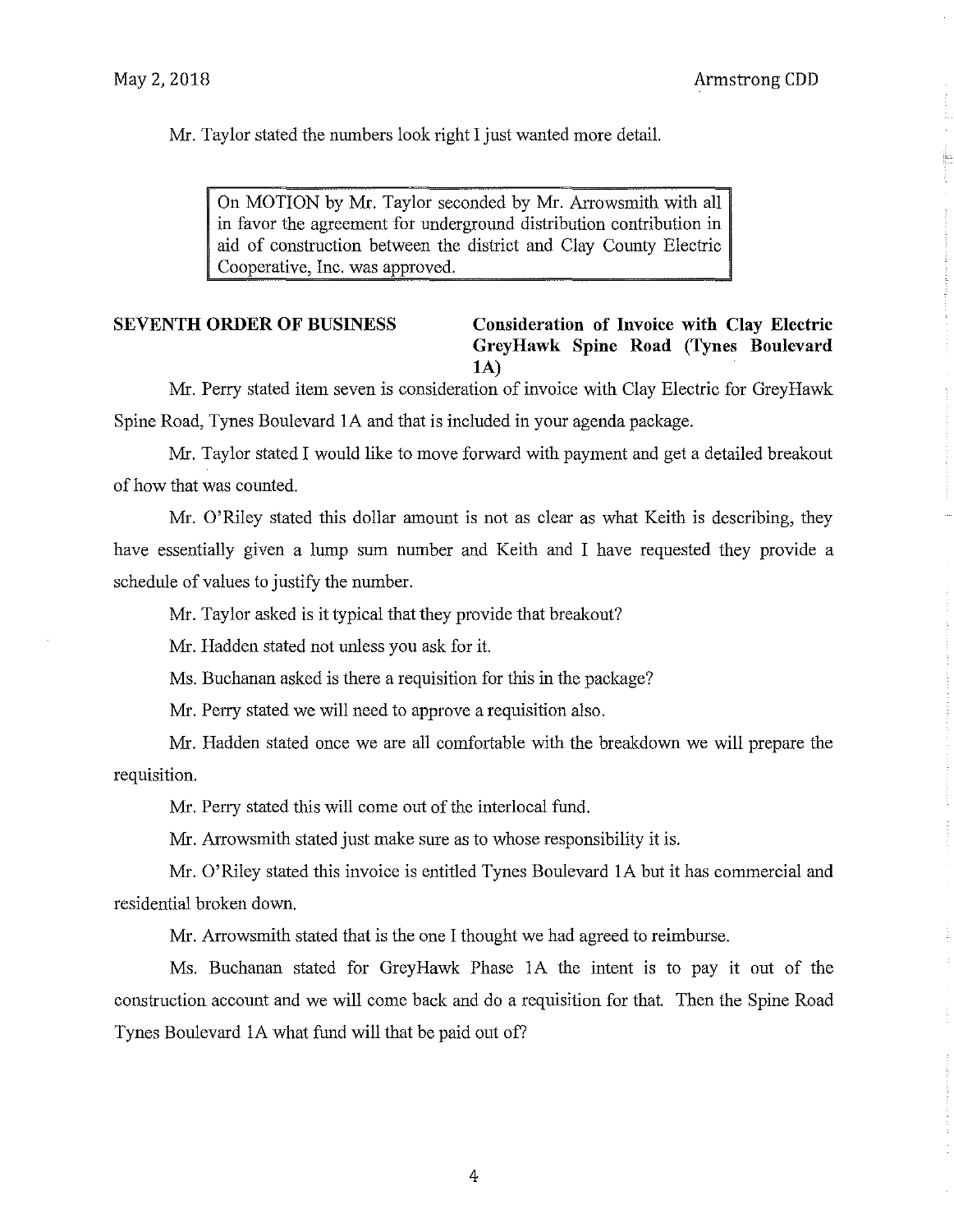Mr. Taylor stated the numbers look right I just wanted more detail.

> On MOTION by Mr. Taylor seconded by Mr. Arrowsmith with all in favor the agreement for underground distribution contribution in aid of construction between the district and Clay County Electric Cooperative, Inc. was approved.

**SEVENTH ORDER OF BUSINESS** **Consideration of Invoice with Clay Electric GreyHawk Spine Road (Tynes Boulevard 1A)**

Mr. Perry stated item seven is consideration of invoice with Clay Electric for GreyHawk Spine Road, Tynes Boulevard 1A and that is included in your agenda package.

Mr. Taylor stated I would like to move forward with payment and get a detailed breakout of how that was counted.

Mr. O'Riley stated this dollar amount is not as clear as what Keith is describing, they have essentially given a lump sum number and Keith and I have requested they provide a schedule of values to justify the number.

Mr. Taylor asked is it typical that they provide that breakout?

Mr. Hadden stated not unless you ask for it.

Ms. Buchanan asked is there a requisition for this in the package?

Mr. Perry stated we will need to approve a requisition also.

Mr. Hadden stated once we are all comfortable with the breakdown we will prepare the requisition.

Mr. Perry stated this will come out of the interlocal fund.

Mr. Arrowsmith stated just make sure as to whose responsibility it is.

Mr. O'Riley stated this invoice is entitled Tynes Boulevard 1A but it has commercial and residential broken down.

Mr. Arrowsmith stated that is the one I thought we had agreed to reimburse.

Ms. Buchanan stated for GreyHawk Phase 1A the intent is to pay it out of the construction account and we will come back and do a requisition for that. Then the Spine Road Tynes Boulevard 1A what fund will that be paid out of?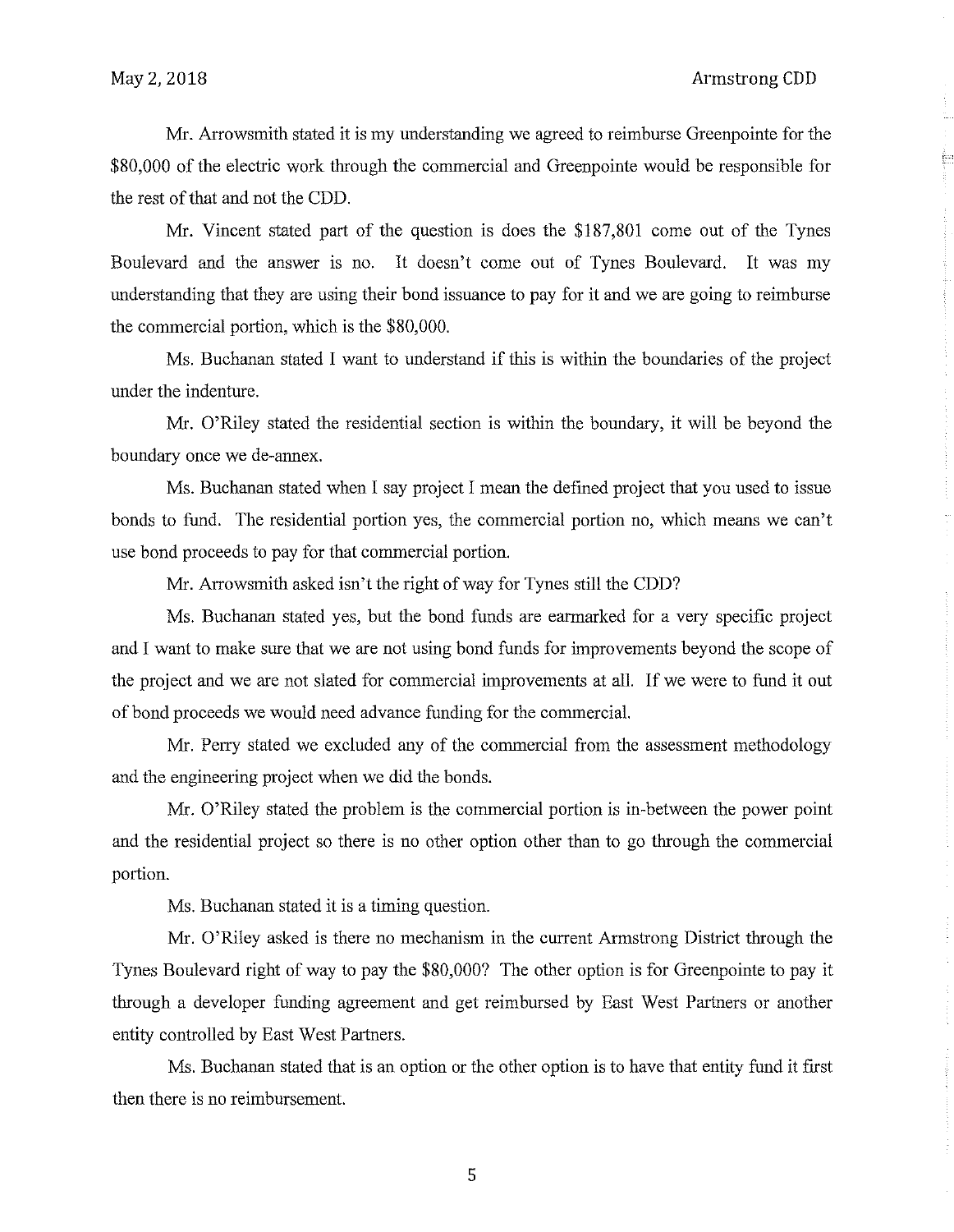Mr. Arrowsmith stated it is my understanding we agreed to reimburse Greenpointe for the $80,000 of the electric work through the commercial and Greenpointe would be responsible for the rest of that and not the CDD.

Mr. Vincent stated part of the question is does the $187,801 come out of the Tynes Boulevard and the answer is no. It doesn't come out of Tynes Boulevard. It was my understanding that they are using their bond issuance to pay for it and we are going to reimburse the commercial portion, which is the $80,000.

Ms. Buchanan stated I want to understand if this is within the boundaries of the project under the indenture.

Mr. O'Riley stated the residential section is within the boundary, it will be beyond the boundary once we de-annex.

Ms. Buchanan stated when I say project I mean the defined project that you used to issue bonds to fund. The residential portion yes, the commercial portion no, which means we can't use bond proceeds to pay for that commercial portion.

Mr. Arrowsmith asked isn't the right of way for Tynes still the CDD?

Ms. Buchanan stated yes, but the bond funds are earmarked for a very specific project and I want to make sure that we are not using bond funds for improvements beyond the scope of the project and we are not slated for commercial improvements at all. If we were to fund it out of bond proceeds we would need advance funding for the commercial.

Mr. Perry stated we excluded any of the commercial from the assessment methodology and the engineering project when we did the bonds.

Mr. O'Riley stated the problem is the commercial portion is in-between the power point and the residential project so there is no other option other than to go through the commercial portion.

Ms. Buchanan stated it is a timing question.

Mr. O'Riley asked is there no mechanism in the current Armstrong District through the Tynes Boulevard right of way to pay the $80,000? The other option is for Greenpointe to pay it through a developer funding agreement and get reimbursed by East West Partners or another entity controlled by East West Partners.

Ms. Buchanan stated that is an option or the other option is to have that entity fund it first then there is no reimbursement.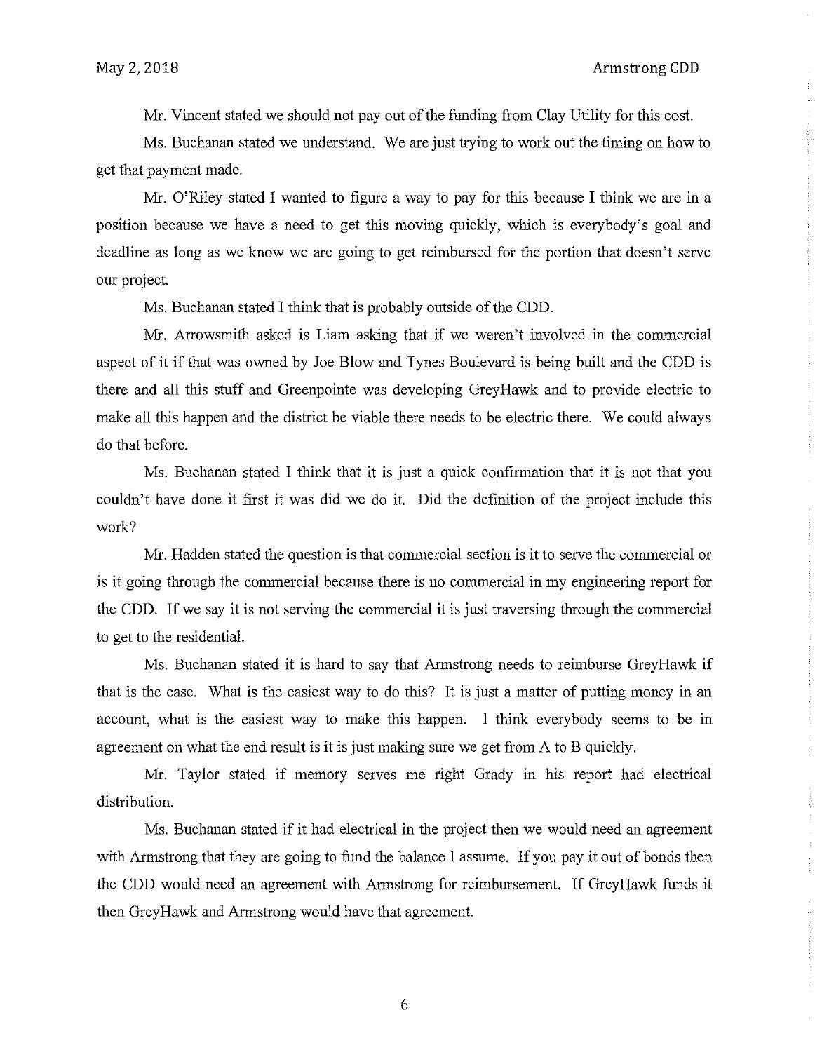Mr. Vincent stated we should not pay out of the funding from Clay Utility for this cost.

Ms. Buchanan stated we understand. We are just trying to work out the timing on how to get that payment made.

Mr. O'Riley stated I wanted to figure a way to pay for this because I think we are in a position because we have a need to get this moving quickly, which is everybody's goal and deadline as long as we know we are going to get reimbursed for the portion that doesn't serve our project.

Ms. Buchanan stated I think that is probably outside of the CDD.

Mr. Arrowsmith asked is Liam asking that if we weren't involved in the commercial aspect of it if that was owned by Joe Blow and Tynes Boulevard is being built and the CDD is there and all this stuff and Greenpointe was developing GreyHawk and to provide electric to make all this happen and the district be viable there needs to be electric there. We could always do that before.

Ms. Buchanan stated I think that it is just a quick confirmation that it is not that you couldn't have done it first it was did we do it. Did the definition of the project include this work?

Mr. Hadden stated the question is that commercial section is it to serve the commercial or is it going through the commercial because there is no commercial in my engineering report for the CDD. If we say it is not serving the commercial it is just traversing through the commercial to get to the residential.

Ms. Buchanan stated it is hard to say that Armstrong needs to reimburse GreyHawk if that is the case. What is the easiest way to do this? It is just a matter of putting money in an account, what is the easiest way to make this happen. I think everybody seems to be in agreement on what the end result is it is just making sure we get from A to B quickly.

Mr. Taylor stated if memory serves me right Grady in his report had electrical distribution.

Ms. Buchanan stated if it had electrical in the project then we would need an agreement with Armstrong that they are going to fund the balance I assume. If you pay it out of bonds then the CDD would need an agreement with Armstrong for reimbursement. If GreyHawk funds it then GreyHawk and Armstrong would have that agreement.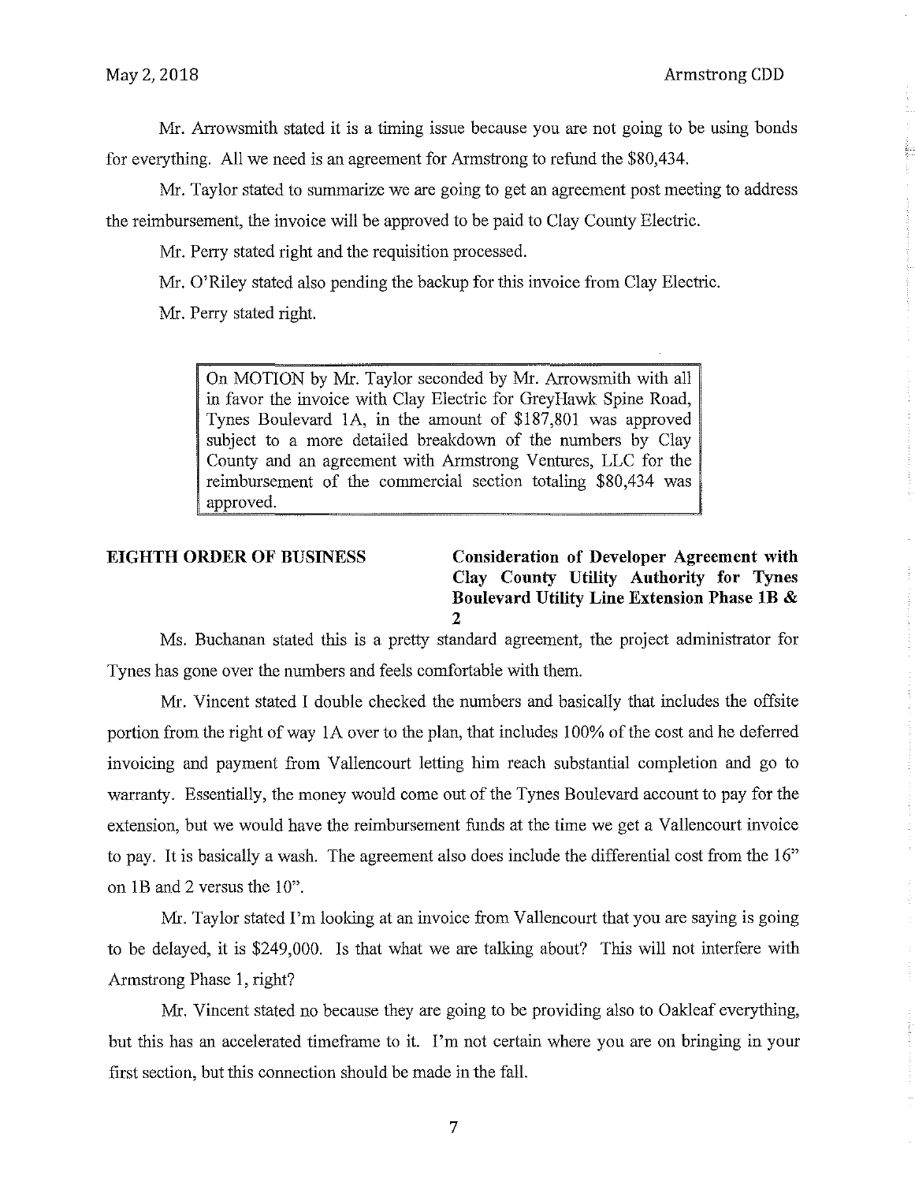Mr. Arrowsmith stated it is a timing issue because you are not going to be using bonds for everything. All we need is an agreement for Armstrong to refund the $80,434.

Mr. Taylor stated to summarize we are going to get an agreement post meeting to address the reimbursement, the invoice will be approved to be paid to Clay County Electric.

Mr. Perry stated right and the requisition processed.

Mr. O'Riley stated also pending the backup for this invoice from Clay Electric.

Mr. Perry stated right.

> On MOTION by Mr. Taylor seconded by Mr. Arrowsmith with all in favor the invoice with Clay Electric for GreyHawk Spine Road, Tynes Boulevard 1A, in the amount of $187,801 was approved subject to a more detailed breakdown of the numbers by Clay County and an agreement with Armstrong Ventures, LLC for the reimbursement of the commercial section totaling $80,434 was approved.

**EIGHTH ORDER OF BUSINESS** **Consideration of Developer Agreement with Clay County Utility Authority for Tynes Boulevard Utility Line Extension Phase 1B & 2**

Ms. Buchanan stated this is a pretty standard agreement, the project administrator for Tynes has gone over the numbers and feels comfortable with them.

Mr. Vincent stated I double checked the numbers and basically that includes the offsite portion from the right of way 1A over to the plan, that includes 100% of the cost and he deferred invoicing and payment from Vallencourt letting him reach substantial completion and go to warranty. Essentially, the money would come out of the Tynes Boulevard account to pay for the extension, but we would have the reimbursement funds at the time we get a Vallencourt invoice to pay. It is basically a wash. The agreement also does include the differential cost from the 16" on 1B and 2 versus the 10".

Mr. Taylor stated I'm looking at an invoice from Vallencourt that you are saying is going to be delayed, it is $249,000. Is that what we are talking about? This will not interfere with Armstrong Phase 1, right?

Mr. Vincent stated no because they are going to be providing also to Oakleaf everything, but this has an accelerated timeframe to it. I'm not certain where you are on bringing in your first section, but this connection should be made in the fall.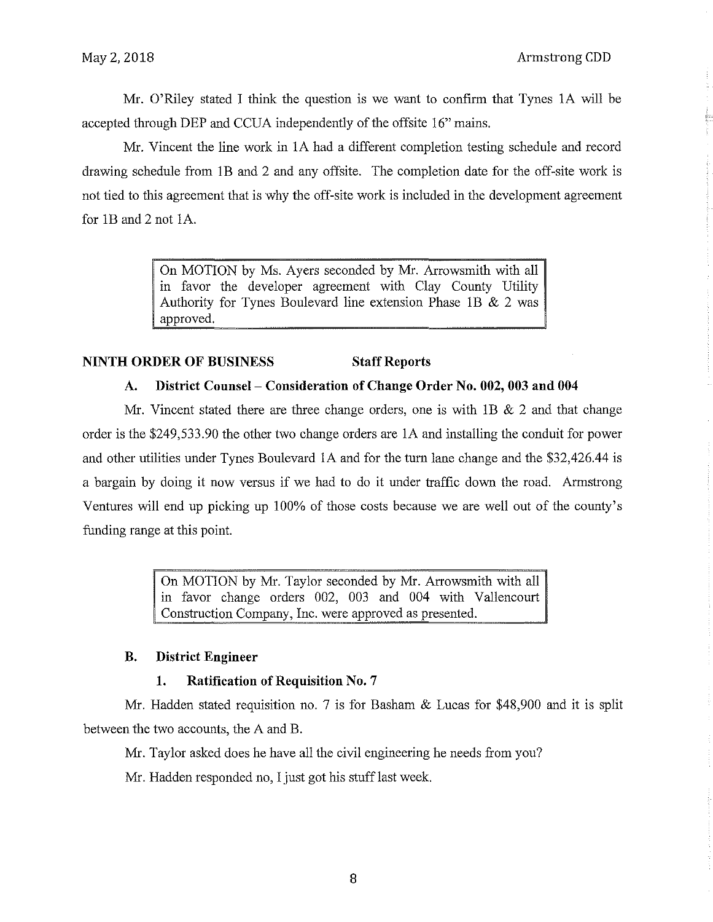Mr. O'Riley stated I think the question is we want to confirm that Tynes 1A will be accepted through DEP and CCUA independently of the offsite 16" mains.

Mr. Vincent the line work in 1A had a different completion testing schedule and record drawing schedule from 1B and 2 and any offsite. The completion date for the off-site work is not tied to this agreement that is why the off-site work is included in the development agreement for 1B and 2 not 1A.

> On MOTION by Ms. Ayers seconded by Mr. Arrowsmith with all in favor the developer agreement with Clay County Utility Authority for Tynes Boulevard line extension Phase 1B & 2 was approved.

**NINTH ORDER OF BUSINESS Staff Reports**

**A. District Counsel – Consideration of Change Order No. 002, 003 and 004**

Mr. Vincent stated there are three change orders, one is with 1B & 2 and that change order is the $249,533.90 the other two change orders are 1A and installing the conduit for power and other utilities under Tynes Boulevard 1A and for the turn lane change and the $32,426.44 is a bargain by doing it now versus if we had to do it under traffic down the road. Armstrong Ventures will end up picking up 100% of those costs because we are well out of the county's funding range at this point.

> On MOTION by Mr. Taylor seconded by Mr. Arrowsmith with all in favor change orders 002, 003 and 004 with Vallencourt Construction Company, Inc. were approved as presented.

**B. District Engineer**

**1. Ratification of Requisition No. 7**

Mr. Hadden stated requisition no. 7 is for Basham & Lucas for $48,900 and it is split between the two accounts, the A and B.

Mr. Taylor asked does he have all the civil engineering he needs from you?

Mr. Hadden responded no, I just got his stuff last week.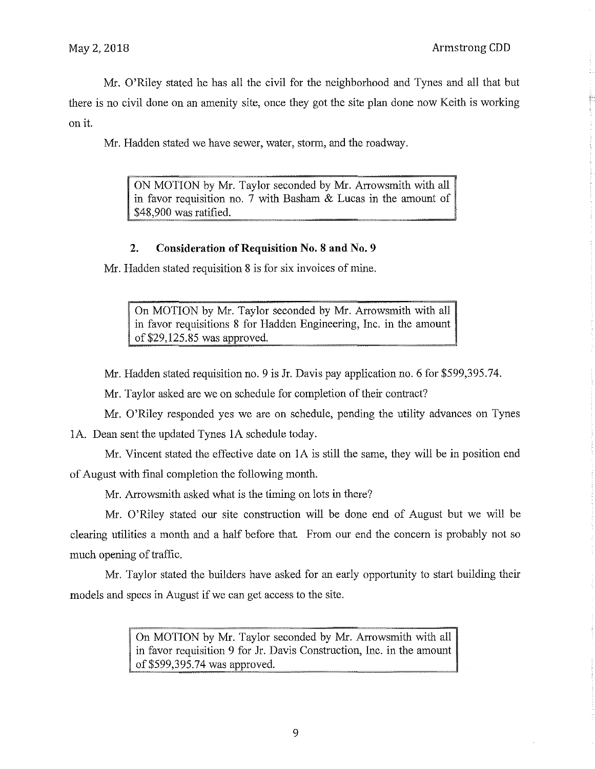Mr. O'Riley stated he has all the civil for the neighborhood and Tynes and all that but there is no civil done on an amenity site, once they got the site plan done now Keith is working on it.

Mr. Hadden stated we have sewer, water, storm, and the roadway.

> ON MOTION by Mr. Taylor seconded by Mr. Arrowsmith with all in favor requisition no. 7 with Basham & Lucas in the amount of $48,900 was ratified.

**2. Consideration of Requisition No. 8 and No. 9**

Mr. Hadden stated requisition 8 is for six invoices of mine.

> On MOTION by Mr. Taylor seconded by Mr. Arrowsmith with all in favor requisitions 8 for Hadden Engineering, Inc. in the amount of $29,125.85 was approved.

Mr. Hadden stated requisition no. 9 is Jr. Davis pay application no. 6 for $599,395.74.

Mr. Taylor asked are we on schedule for completion of their contract?

Mr. O'Riley responded yes we are on schedule, pending the utility advances on Tynes 1A. Dean sent the updated Tynes 1A schedule today.

Mr. Vincent stated the effective date on 1A is still the same, they will be in position end of August with final completion the following month.

Mr. Arrowsmith asked what is the timing on lots in there?

Mr. O'Riley stated our site construction will be done end of August but we will be clearing utilities a month and a half before that. From our end the concern is probably not so much opening of traffic.

Mr. Taylor stated the builders have asked for an early opportunity to start building their models and specs in August if we can get access to the site.

> On MOTION by Mr. Taylor seconded by Mr. Arrowsmith with all in favor requisition 9 for Jr. Davis Construction, Inc. in the amount of $599,395.74 was approved.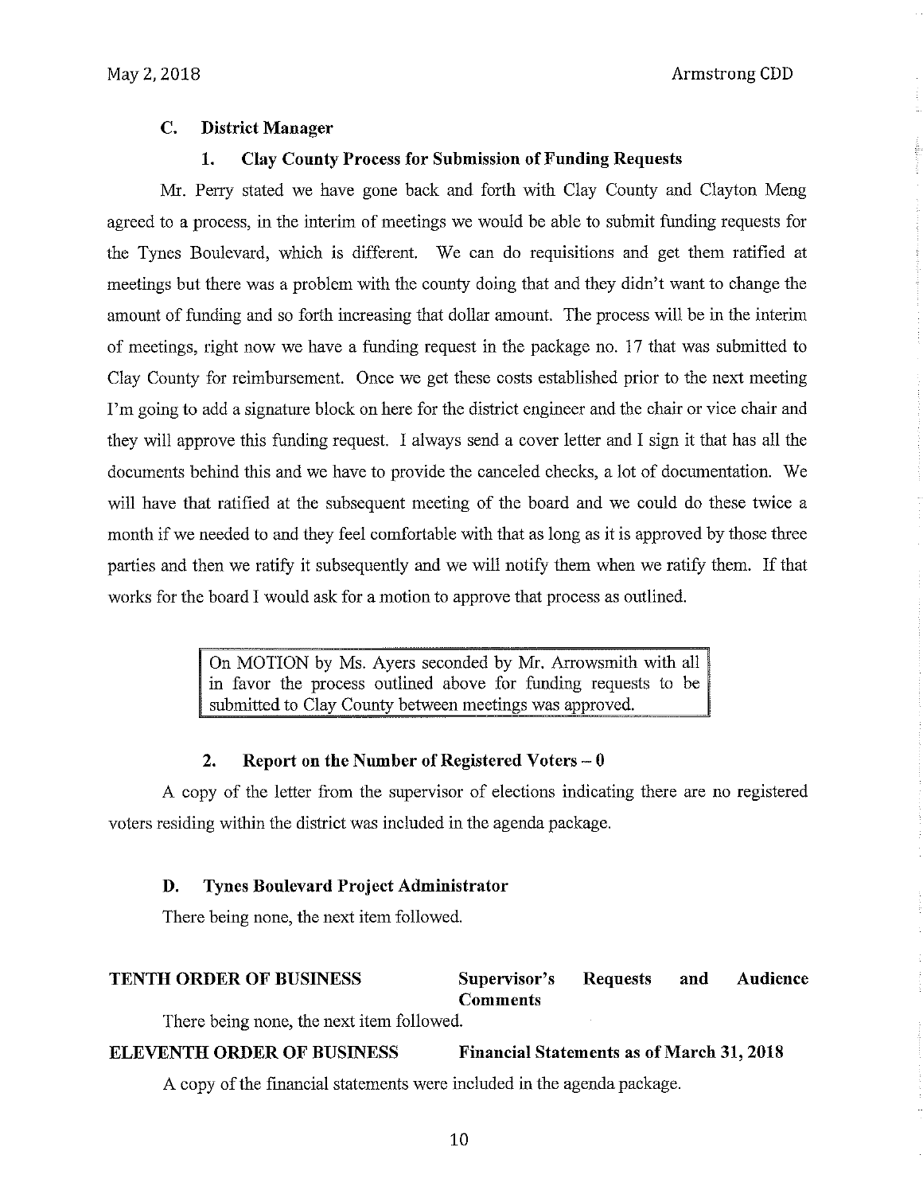### C. District Manager

#### 1. Clay County Process for Submission of Funding Requests

Mr. Perry stated we have gone back and forth with Clay County and Clayton Meng agreed to a process, in the interim of meetings we would be able to submit funding requests for the Tynes Boulevard, which is different. We can do requisitions and get them ratified at meetings but there was a problem with the county doing that and they didn't want to change the amount of funding and so forth increasing that dollar amount. The process will be in the interim of meetings, right now we have a funding request in the package no. 17 that was submitted to Clay County for reimbursement. Once we get these costs established prior to the next meeting I'm going to add a signature block on here for the district engineer and the chair or vice chair and they will approve this funding request. I always send a cover letter and I sign it that has all the documents behind this and we have to provide the canceled checks, a lot of documentation. We will have that ratified at the subsequent meeting of the board and we could do these twice a month if we needed to and they feel comfortable with that as long as it is approved by those three parties and then we ratify it subsequently and we will notify them when we ratify them. If that works for the board I would ask for a motion to approve that process as outlined.

> On MOTION by Ms. Ayers seconded by Mr. Arrowsmith with all in favor the process outlined above for funding requests to be submitted to Clay County between meetings was approved.

#### 2. Report on the Number of Registered Voters – 0

A copy of the letter from the supervisor of elections indicating there are no registered voters residing within the district was included in the agenda package.

### D. Tynes Boulevard Project Administrator

There being none, the next item followed.

**TENTH ORDER OF BUSINESS** **Supervisor's Requests and Audience Comments**

There being none, the next item followed.

**ELEVENTH ORDER OF BUSINESS** **Financial Statements as of March 31, 2018**

A copy of the financial statements were included in the agenda package.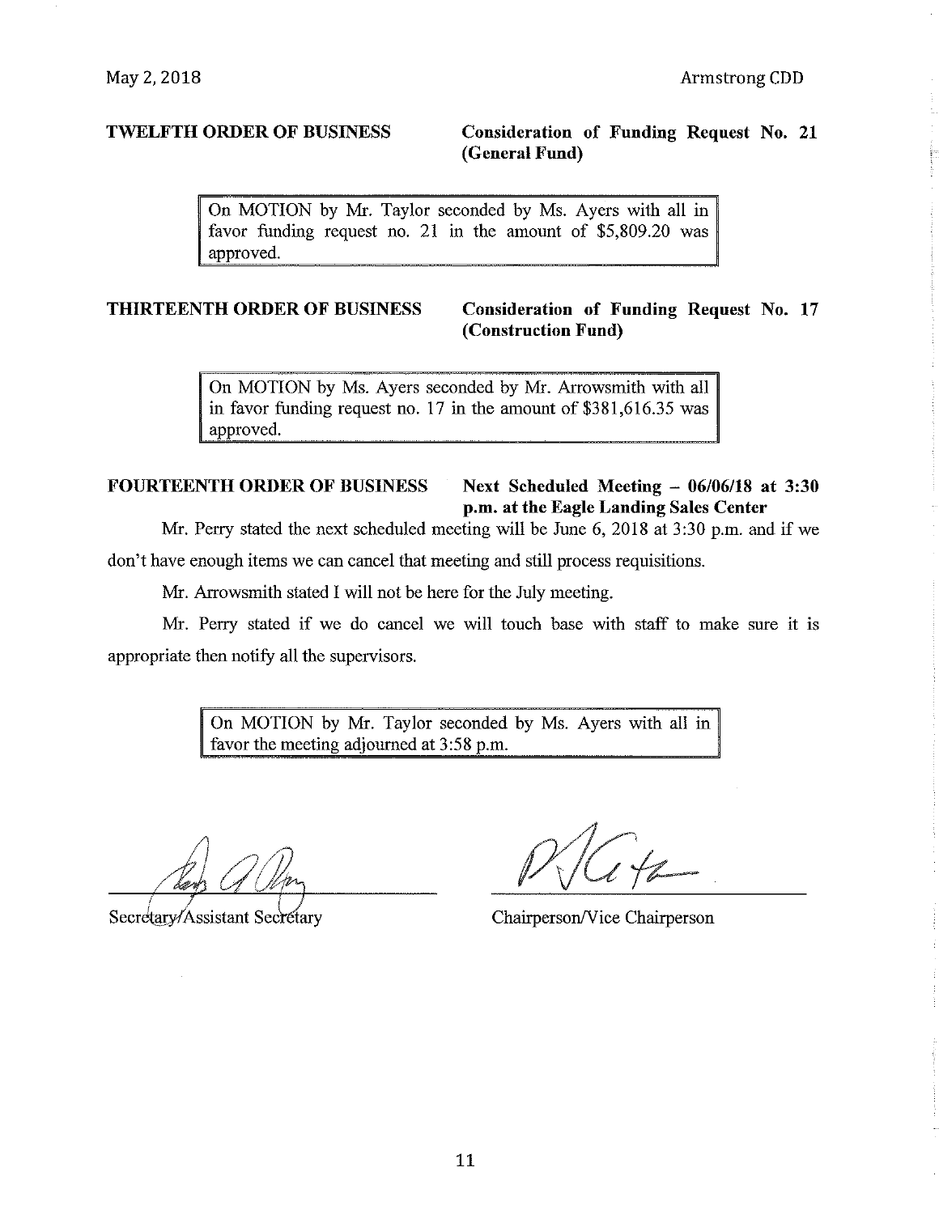**TWELFTH ORDER OF BUSINESS** **Consideration of Funding Request No. 21 (General Fund)**

> On MOTION by Mr. Taylor seconded by Ms. Ayers with all in favor funding request no. 21 in the amount of $5,809.20 was approved.

**THIRTEENTH ORDER OF BUSINESS** **Consideration of Funding Request No. 17 (Construction Fund)**

> On MOTION by Ms. Ayers seconded by Mr. Arrowsmith with all in favor funding request no. 17 in the amount of $381,616.35 was approved.

**FOURTEENTH ORDER OF BUSINESS** **Next Scheduled Meeting – 06/06/18 at 3:30 p.m. at the Eagle Landing Sales Center**

Mr. Perry stated the next scheduled meeting will be June 6, 2018 at 3:30 p.m. and if we don't have enough items we can cancel that meeting and still process requisitions.

Mr. Arrowsmith stated I will not be here for the July meeting.

Mr. Perry stated if we do cancel we will touch base with staff to make sure it is appropriate then notify all the supervisors.

> On MOTION by Mr. Taylor seconded by Ms. Ayers with all in favor the meeting adjourned at 3:58 p.m.

Secretary/Assistant Secretary

Chairperson/Vice Chairperson